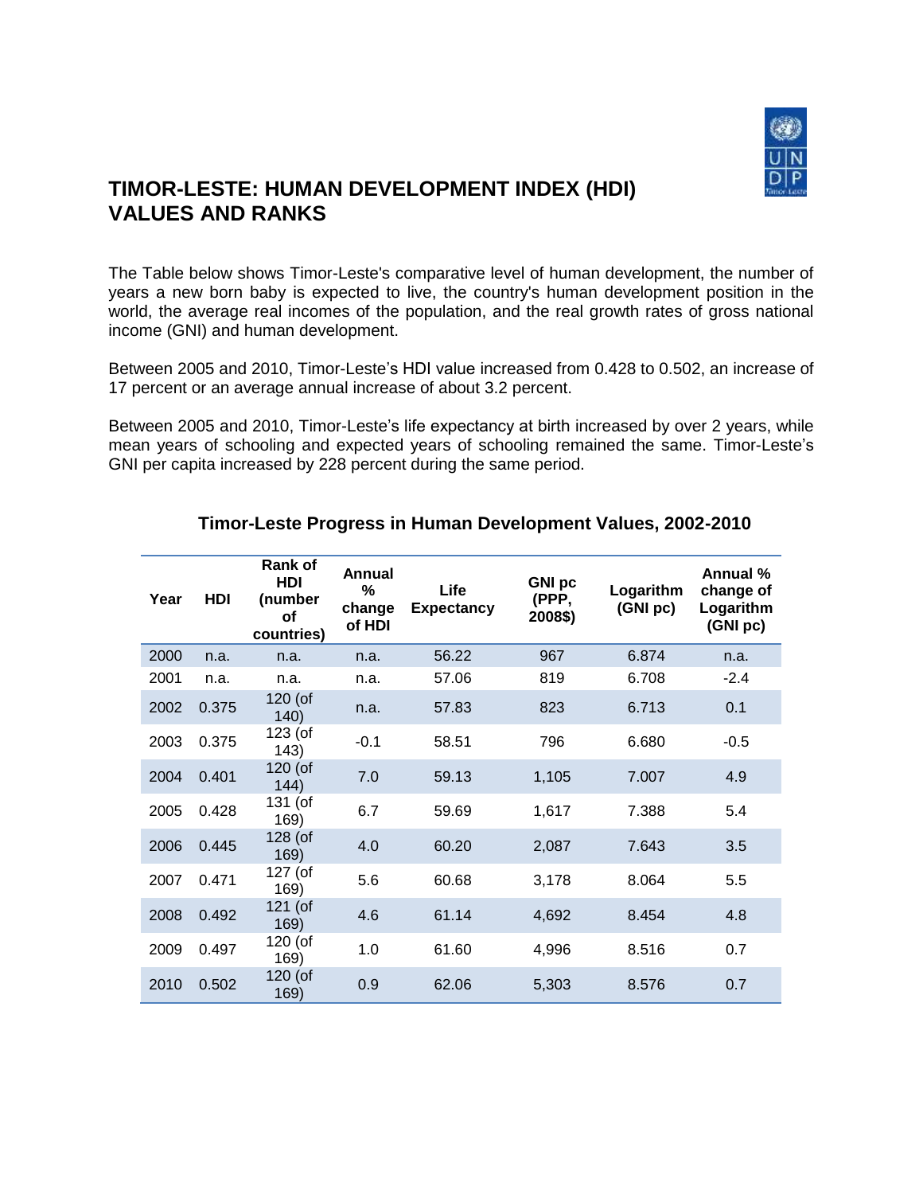# TIMOR-LESTE: HUMAN DEVELOPMENT INDEX (HDI) VALUES AND RANKS

The Table below shows Timor-Leste's comparative level of human development, the number of years a new born baby is expected to live, the country's human development position in the world, the average real incomes of the population, and the real growth rates of gross national income (GNI) and human development.

Between 2005 and 2010, Timor-Leste's HDI value increased from 0.428 to 0.502, an increase of 17 percent or an average annual increase of about 3.2 percent.

Between 2005 and 2010, Timor-Leste's life expectancy at birth increased by over 2 years, while mean years of schooling and expected years of schooling remained the same. Timor-Leste's GNI per capita increased by 228 percent during the same period.

## Timor-Leste Progress in Human Development Values, 2002-2010

| Year | HDI | Rank of HDI (number of countries) | Annual % change of HDI | Life Expectancy | GNI pc (PPP, 2008$) | Logarithm (GNI pc) | Annual % change of Logarithm (GNI pc) |
|---|---|---|---|---|---|---|---|
| 2000 | n.a. | n.a. | n.a. | 56.22 | 967 | 6.874 | n.a. |
| 2001 | n.a. | n.a. | n.a. | 57.06 | 819 | 6.708 | -2.4 |
| 2002 | 0.375 | 120 (of 140) | n.a. | 57.83 | 823 | 6.713 | 0.1 |
| 2003 | 0.375 | 123 (of 143) | -0.1 | 58.51 | 796 | 6.680 | -0.5 |
| 2004 | 0.401 | 120 (of 144) | 7.0 | 59.13 | 1,105 | 7.007 | 4.9 |
| 2005 | 0.428 | 131 (of 169) | 6.7 | 59.69 | 1,617 | 7.388 | 5.4 |
| 2006 | 0.445 | 128 (of 169) | 4.0 | 60.20 | 2,087 | 7.643 | 3.5 |
| 2007 | 0.471 | 127 (of 169) | 5.6 | 60.68 | 3,178 | 8.064 | 5.5 |
| 2008 | 0.492 | 121 (of 169) | 4.6 | 61.14 | 4,692 | 8.454 | 4.8 |
| 2009 | 0.497 | 120 (of 169) | 1.0 | 61.60 | 4,996 | 8.516 | 0.7 |
| 2010 | 0.502 | 120 (of 169) | 0.9 | 62.06 | 5,303 | 8.576 | 0.7 |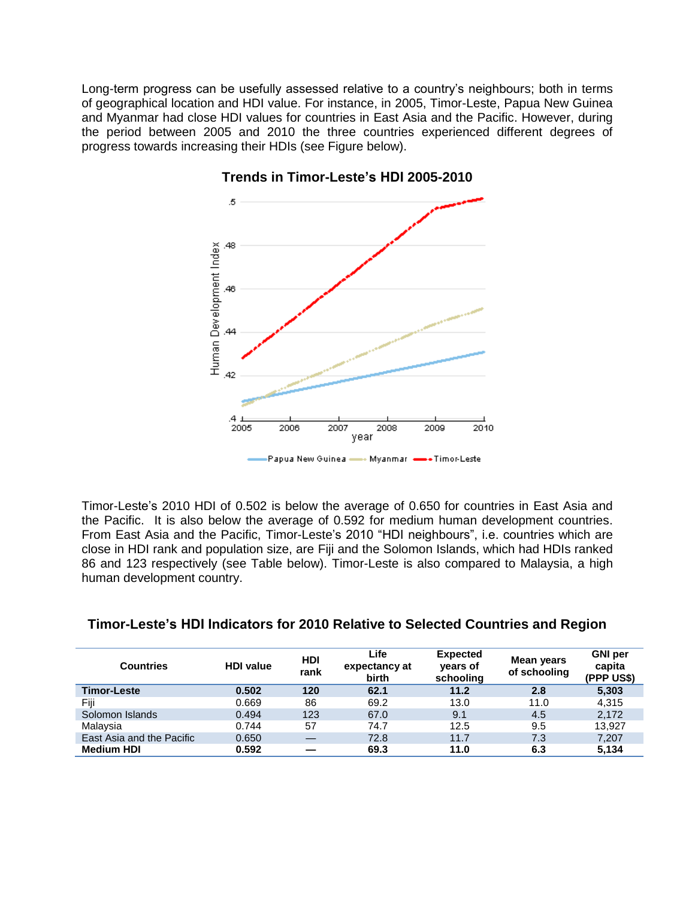Long-term progress can be usefully assessed relative to a country's neighbours; both in terms of geographical location and HDI value. For instance, in 2005, Timor-Leste, Papua New Guinea and Myanmar had close HDI values for countries in East Asia and the Pacific. However, during the period between 2005 and 2010 the three countries experienced different degrees of progress towards increasing their HDIs (see Figure below).

**Trends in Timor-Leste's HDI 2005-2010**

Human Development Index

.5
.48
.46
.44
.42
.4

2005 2006 2007 2008 2009 2010

year

Papua New Guinea Myanmar Timor-Leste

Timor-Leste's 2010 HDI of 0.502 is below the average of 0.650 for countries in East Asia and the Pacific. It is also below the average of 0.592 for medium human development countries. From East Asia and the Pacific, Timor-Leste's 2010 "HDI neighbours", i.e. countries which are close in HDI rank and population size, are Fiji and the Solomon Islands, which had HDIs ranked 86 and 123 respectively (see Table below). Timor-Leste is also compared to Malaysia, a high human development country.

**Timor-Leste's HDI Indicators for 2010 Relative to Selected Countries and Region**

| Countries | HDI value | HDI rank | Life expectancy at birth | Expected years of schooling | Mean years of schooling | GNI per capita (PPP US$) |
|---|---|---|---|---|---|---|
| **Timor-Leste** | **0.502** | **120** | **62.1** | **11.2** | **2.8** | **5,303** |
| Fiji | 0.669 | 86 | 69.2 | 13.0 | 11.0 | 4,315 |
| Solomon Islands | 0.494 | 123 | 67.0 | 9.1 | 4.5 | 2,172 |
| Malaysia | 0.744 | 57 | 74.7 | 12.5 | 9.5 | 13,927 |
| East Asia and the Pacific | 0.650 | — | 72.8 | 11.7 | 7.3 | 7,207 |
| **Medium HDI** | **0.592** | **—** | **69.3** | **11.0** | **6.3** | **5,134** |